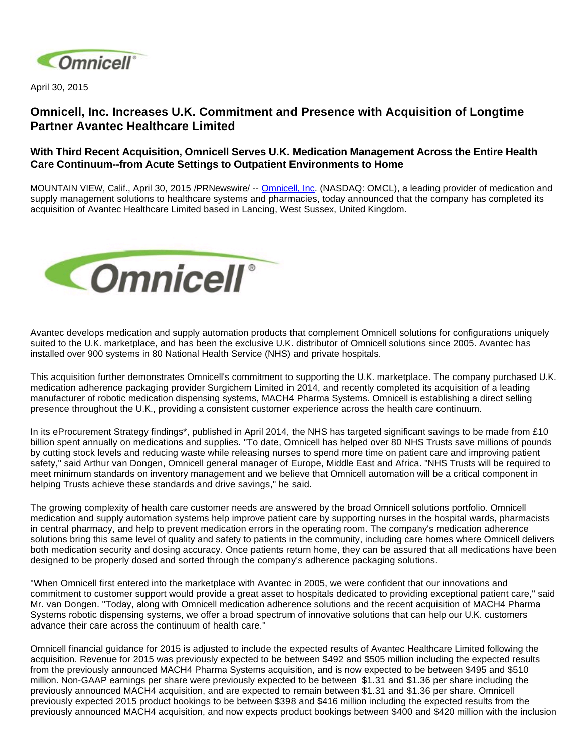April 30, 2015

## Omnicell, Inc. Increases U.K. Commitment and Presence with Acquisition of Longtime Partner Avantec Healthcare Limited

### With Third Recent Acquisition, Omnicell Serves U.K. Medication Management Across the Entire Health Care Continuum--from Acute Settings to Outpatient Environments to Home

MOUNTAIN VIEW, Calif., April 30, 2015 /PRNewswire/ -- Omnicell, Inc. (NASDAQ: OMCL), a leading provider of medication and supply management solutions to healthcare systems and pharmacies, today announced that the company has completed its acquisition of Avantec Healthcare Limited based in Lancing, West Sussex, United Kingdom.

Avantec develops medication and supply automation products that complement Omnicell solutions for configurations uniquely suited to the U.K. marketplace, and has been the exclusive U.K. distributor of Omnicell solutions since 2005. Avantec has installed over 900 systems in 80 National Health Service (NHS) and private hospitals.

This acquisition further demonstrates Omnicell's commitment to supporting the U.K. marketplace. The company purchased U.K. medication adherence packaging provider Surgichem Limited in 2014, and recently completed its acquisition of a leading manufacturer of robotic medication dispensing systems, MACH4 Pharma Systems. Omnicell is establishing a direct selling presence throughout the U.K., providing a consistent customer experience across the health care continuum.

In its eProcurement Strategy findings*, published in April 2014, the NHS has targeted significant savings to be made from £10 billion spent annually on medications and supplies. "To date, Omnicell has helped over 80 NHS Trusts save millions of pounds by cutting stock levels and reducing waste while releasing nurses to spend more time on patient care and improving patient safety," said Arthur van Dongen, Omnicell general manager of Europe, Middle East and Africa. "NHS Trusts will be required to meet minimum standards on inventory management and we believe that Omnicell automation will be a critical component in helping Trusts achieve these standards and drive savings," he said.

The growing complexity of health care customer needs are answered by the broad Omnicell solutions portfolio. Omnicell medication and supply automation systems help improve patient care by supporting nurses in the hospital wards, pharmacists in central pharmacy, and help to prevent medication errors in the operating room. The company's medication adherence solutions bring this same level of quality and safety to patients in the community, including care homes where Omnicell delivers both medication security and dosing accuracy. Once patients return home, they can be assured that all medications have been designed to be properly dosed and sorted through the company's adherence packaging solutions.

"When Omnicell first entered into the marketplace with Avantec in 2005, we were confident that our innovations and commitment to customer support would provide a great asset to hospitals dedicated to providing exceptional patient care," said Mr. van Dongen. "Today, along with Omnicell medication adherence solutions and the recent acquisition of MACH4 Pharma Systems robotic dispensing systems, we offer a broad spectrum of innovative solutions that can help our U.K. customers advance their care across the continuum of health care."

Omnicell financial guidance for 2015 is adjusted to include the expected results of Avantec Healthcare Limited following the acquisition. Revenue for 2015 was previously expected to be between $492 and $505 million including the expected results from the previously announced MACH4 Pharma Systems acquisition, and is now expected to be between $495 and $510 million. Non-GAAP earnings per share were previously expected to be between $1.31 and $1.36 per share including the previously announced MACH4 acquisition, and are expected to remain between $1.31 and $1.36 per share. Omnicell previously expected 2015 product bookings to be between $398 and $416 million including the expected results from the previously announced MACH4 acquisition, and now expects product bookings between $400 and $420 million with the inclusion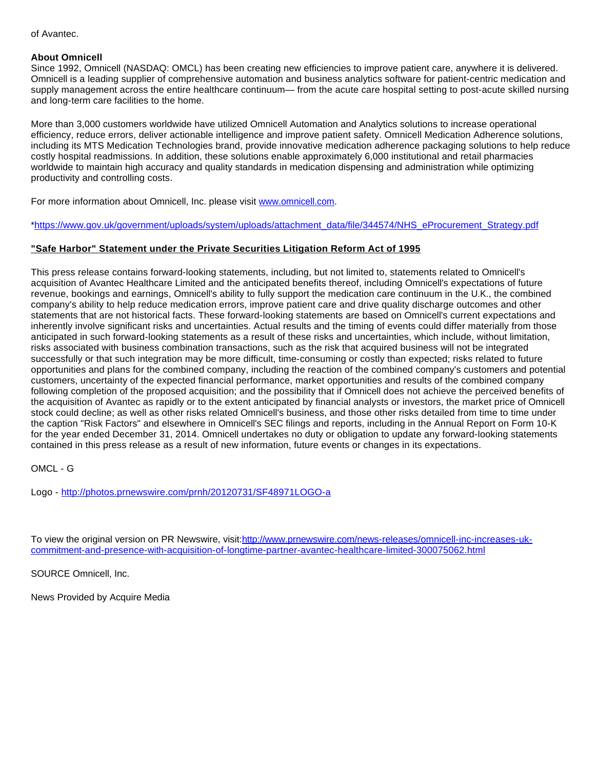of Avantec.

**About Omnicell**

Since 1992, Omnicell (NASDAQ: OMCL) has been creating new efficiencies to improve patient care, anywhere it is delivered. Omnicell is a leading supplier of comprehensive automation and business analytics software for patient-centric medication and supply management across the entire healthcare continuum— from the acute care hospital setting to post-acute skilled nursing and long-term care facilities to the home.

More than 3,000 customers worldwide have utilized Omnicell Automation and Analytics solutions to increase operational efficiency, reduce errors, deliver actionable intelligence and improve patient safety. Omnicell Medication Adherence solutions, including its MTS Medication Technologies brand, provide innovative medication adherence packaging solutions to help reduce costly hospital readmissions. In addition, these solutions enable approximately 6,000 institutional and retail pharmacies worldwide to maintain high accuracy and quality standards in medication dispensing and administration while optimizing productivity and controlling costs.

For more information about Omnicell, Inc. please visit [www.omnicell.com](http://www.omnicell.com).

*[https://www.gov.uk/government/uploads/system/uploads/attachment_data/file/344574/NHS_eProcurement_Strategy.pdf](https://www.gov.uk/government/uploads/system/uploads/attachment_data/file/344574/NHS_eProcurement_Strategy.pdf)

**"Safe Harbor" Statement under the Private Securities Litigation Reform Act of 1995**

This press release contains forward-looking statements, including, but not limited to, statements related to Omnicell's acquisition of Avantec Healthcare Limited and the anticipated benefits thereof, including Omnicell's expectations of future revenue, bookings and earnings, Omnicell's ability to fully support the medication care continuum in the U.K., the combined company's ability to help reduce medication errors, improve patient care and drive quality discharge outcomes and other statements that are not historical facts. These forward-looking statements are based on Omnicell's current expectations and inherently involve significant risks and uncertainties. Actual results and the timing of events could differ materially from those anticipated in such forward-looking statements as a result of these risks and uncertainties, which include, without limitation, risks associated with business combination transactions, such as the risk that acquired business will not be integrated successfully or that such integration may be more difficult, time-consuming or costly than expected; risks related to future opportunities and plans for the combined company, including the reaction of the combined company's customers and potential customers, uncertainty of the expected financial performance, market opportunities and results of the combined company following completion of the proposed acquisition; and the possibility that if Omnicell does not achieve the perceived benefits of the acquisition of Avantec as rapidly or to the extent anticipated by financial analysts or investors, the market price of Omnicell stock could decline; as well as other risks related Omnicell's business, and those other risks detailed from time to time under the caption "Risk Factors" and elsewhere in Omnicell's SEC filings and reports, including in the Annual Report on Form 10-K for the year ended December 31, 2014. Omnicell undertakes no duty or obligation to update any forward-looking statements contained in this press release as a result of new information, future events or changes in its expectations.

OMCL - G

Logo - [http://photos.prnewswire.com/prnh/20120731/SF48971LOGO-a](http://photos.prnewswire.com/prnh/20120731/SF48971LOGO-a)

To view the original version on PR Newswire, visit:[http://www.prnewswire.com/news-releases/omnicell-inc-increases-uk-commitment-and-presence-with-acquisition-of-longtime-partner-avantec-healthcare-limited-300075062.html](http://www.prnewswire.com/news-releases/omnicell-inc-increases-uk-commitment-and-presence-with-acquisition-of-longtime-partner-avantec-healthcare-limited-300075062.html)

SOURCE Omnicell, Inc.

News Provided by Acquire Media